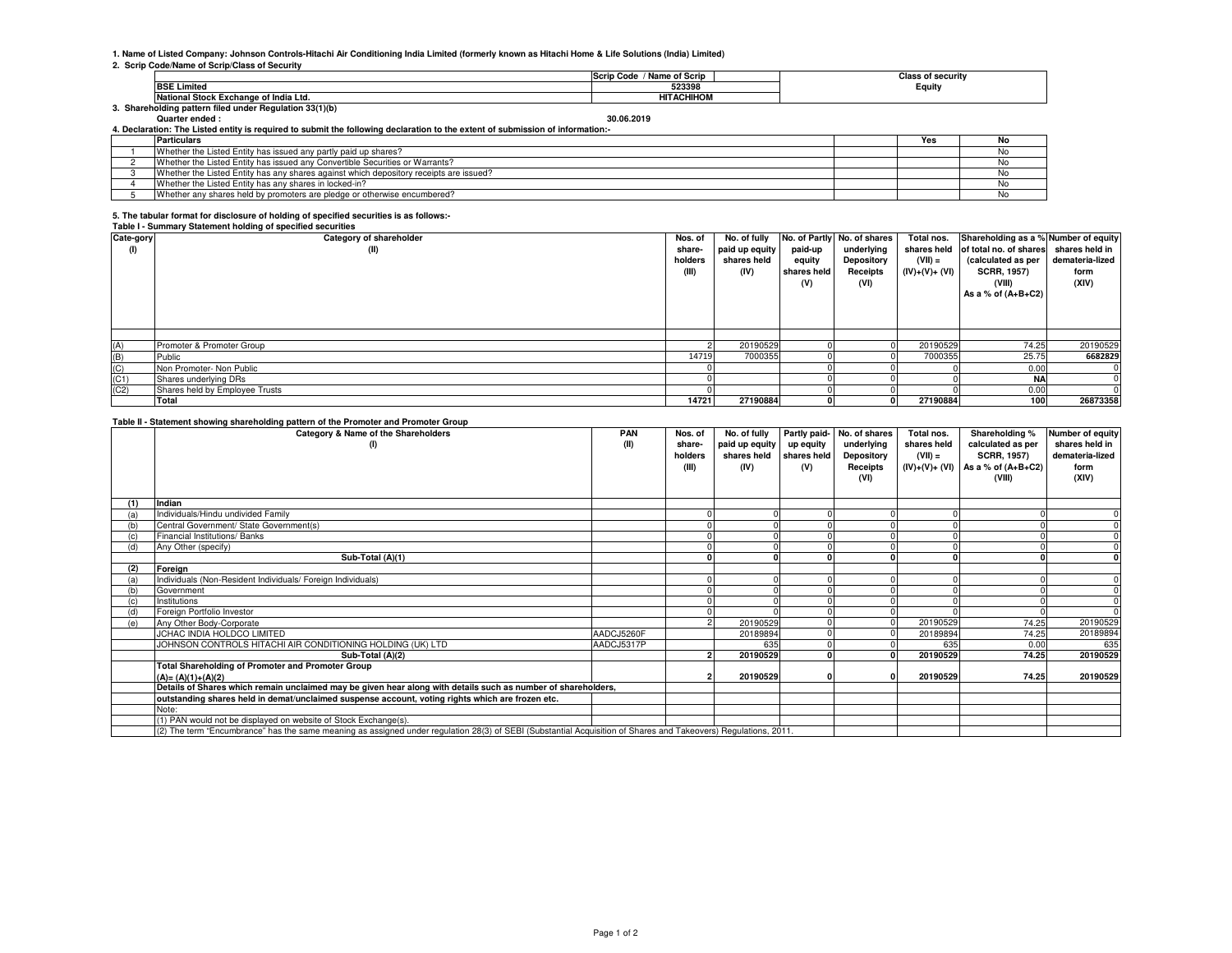1. Name of Listed Company: Johnson Controls-Hitachi Air Conditioning India Limited (formerly known as Hitachi Home & Life Solutions (India) Limited)

2. Scrip Code/Name of Scrip/Class of Security

| | Scrip Code / Name of Scrip | Class of security |
|---|---|---|
| BSE Limited | 523398 | Equity |
| National Stock Exchange of India Ltd. | HITACHIHOM | |

3. Shareholding pattern filed under Regulation 33(1)(b)

Quarter ended : 30.06.2019

4. Declaration: The Listed entity is required to submit the following declaration to the extent of submission of information:-

| | Particulars | | Yes | No |
|---|---|---|---|---|
| 1 | Whether the Listed Entity has issued any partly paid up shares? | | | No |
| 2 | Whether the Listed Entity has issued any Convertible Securities or Warrants? | | | No |
| 3 | Whether the Listed Entity has any shares against which depository receipts are issued? | | | No |
| 4 | Whether the Listed Entity has any shares in locked-in? | | | No |
| 5 | Whether any shares held by promoters are pledge or otherwise encumbered? | | | No |

5. The tabular format for disclosure of holding of specified securities is as follows:-

Table I - Summary Statement holding of specified securities

| Cate-gory (I) | Category of shareholder (II) | Nos. of share-holders (III) | No. of fully paid up equity shares held (IV) | No. of Partly paid-up equity shares held (V) | No. of shares underlying Depository Receipts (VI) | Total nos. shares held (VII) = (IV)+(V)+ (VI) | Shareholding as a % of total no. of shares (calculated as per SCRR, 1957) (VIII) As a % of (A+B+C2) | Number of equity shares held in demateria-lized form (XIV) |
|---|---|---|---|---|---|---|---|---|
| (A) | Promoter & Promoter Group | 2 | 20190529 | 0 | 0 | 20190529 | 74.25 | 20190529 |
| (B) | Public | 14719 | 7000355 | 0 | 0 | 7000355 | 25.75 | 6682829 |
| (C) | Non Promoter- Non Public | 0 | | 0 | 0 | 0 | 0.00 | 0 |
| (C1) | Shares underlying DRs | 0 | | 0 | 0 | 0 | NA | 0 |
| (C2) | Shares held by Employee Trusts | 0 | | 0 | 0 | 0 | 0.00 | 0 |
| | **Total** | **14721** | **27190884** | **0** | **0** | **27190884** | **100** | **26873358** |

Table II - Statement showing shareholding pattern of the Promoter and Promoter Group

| | Category & Name of the Shareholders (I) | PAN (II) | Nos. of share-holders (III) | No. of fully paid up equity shares held (IV) | Partly paid-up equity shares held (V) | No. of shares underlying Depository Receipts (VI) | Total nos. shares held (VII) = (IV)+(V)+ (VI) | Shareholding % calculated as per SCRR, 1957) As a % of (A+B+C2) (VIII) | Number of equity shares held in demateria-lized form (XIV) |
|---|---|---|---|---|---|---|---|---|---|
| **(1)** | **Indian** | | | | | | | | |
| (a) | Individuals/Hindu undivided Family | | 0 | 0 | 0 | 0 | 0 | 0 | 0 |
| (b) | Central Government/ State Government(s) | | 0 | 0 | 0 | 0 | 0 | 0 | 0 |
| (c) | Financial Institutions/ Banks | | 0 | 0 | 0 | 0 | 0 | 0 | 0 |
| (d) | Any Other (specify) | | 0 | 0 | 0 | 0 | 0 | 0 | 0 |
| | **Sub-Total (A)(1)** | | **0** | **0** | **0** | **0** | **0** | **0** | **0** |
| **(2)** | **Foreign** | | | | | | | | |
| (a) | Individuals (Non-Resident Individuals/ Foreign Individuals) | | 0 | 0 | 0 | 0 | 0 | 0 | 0 |
| (b) | Government | | 0 | 0 | 0 | 0 | 0 | 0 | 0 |
| (c) | Institutions | | 0 | 0 | 0 | 0 | 0 | 0 | 0 |
| (d) | Foreign Portfolio Investor | | 0 | 0 | 0 | 0 | 0 | 0 | 0 |
| (e) | Any Other Body-Corporate | | 2 | 20190529 | 0 | 0 | 20190529 | 74.25 | 20190529 |
| | JCHAC INDIA HOLDCO LIMITED | AADCJ5260F | | 20189894 | 0 | 0 | 20189894 | 74.25 | 20189894 |
| | JOHNSON CONTROLS HITACHI AIR CONDITIONING HOLDING (UK) LTD | AADCJ5317P | | 635 | 0 | 0 | 635 | 0.00 | 635 |
| | **Sub-Total (A)(2)** | | **2** | **20190529** | **0** | **0** | **20190529** | **74.25** | **20190529** |
| | **Total Shareholding of Promoter and Promoter Group (A)= (A)(1)+(A)(2)** | | **2** | **20190529** | **0** | **0** | **20190529** | **74.25** | **20190529** |
| | **Details of Shares which remain unclaimed may be given hear along with details such as number of shareholders, outstanding shares held in demat/unclaimed suspense account, voting rights which are frozen etc.** | | | | | | | | |
| | Note: | | | | | | | | |
| | (1) PAN would not be displayed on website of Stock Exchange(s). | | | | | | | | |
| | (2) The term "Encumbrance" has the same meaning as assigned under regulation 28(3) of SEBI (Substantial Acquisition of Shares and Takeovers) Regulations, 2011. | | | | | | | | |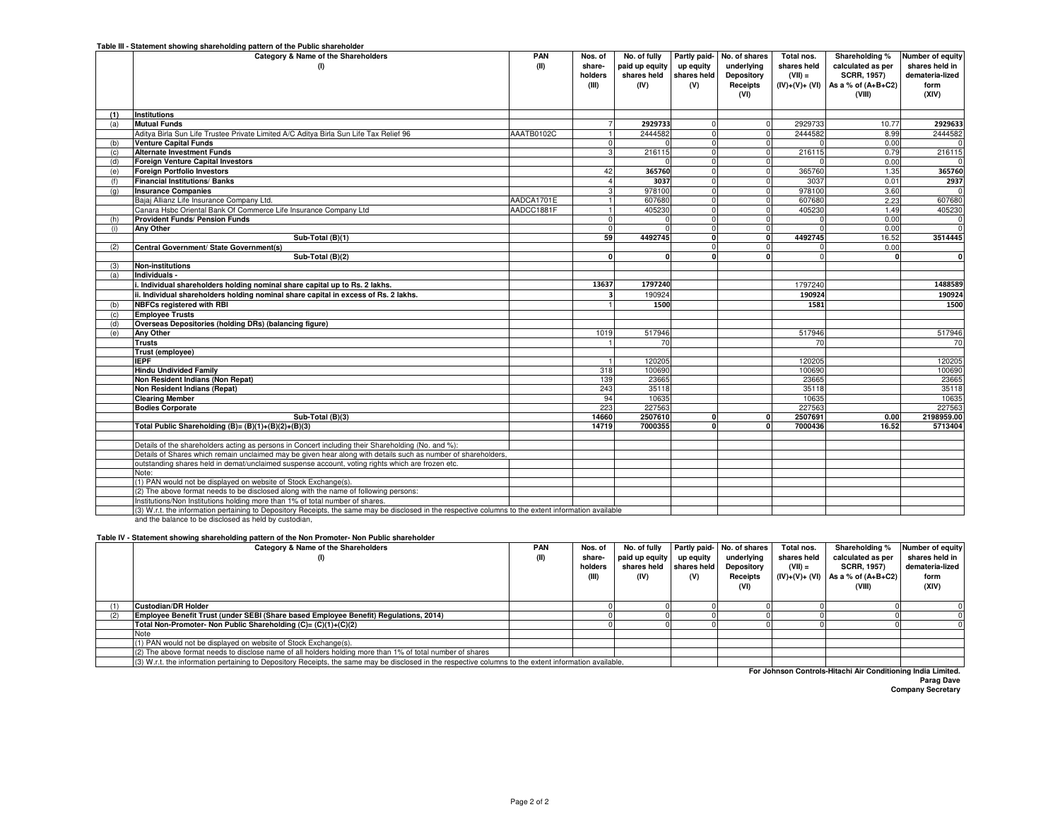**Table III - Statement showing shareholding pattern of the Public shareholder**

| | Category & Name of the Shareholders (I) | PAN (II) | Nos. of share-holders (III) | No. of fully paid up equity shares held (IV) | Partly paid-up equity shares held (V) | No. of shares underlying Depository Receipts (VI) | Total nos. shares held (VII) = (IV)+(V)+ (VI) | Shareholding % calculated as per SCRR, 1957) As a % of (A+B+C2) (VIII) | Number of equity shares held in demateria-lized form (XIV) |
|---|---|---|---|---|---|---|---|---|---|
| (1) | **Institutions** | | | | | | | | |
| (a) | **Mutual Funds** | | 7 | **2929733** | 0 | 0 | 2929733 | 10.77 | **2929633** |
| | Aditya Birla Sun Life Trustee Private Limited A/C Aditya Birla Sun Life Tax Relief 96 | AAATB0102C | 1 | 2444582 | 0 | 0 | 2444582 | 8.99 | 2444582 |
| (b) | **Venture Capital Funds** | | 0 | 0 | 0 | 0 | 0 | 0.00 | 0 |
| (c) | **Alternate Investment Funds** | | 3 | 216115 | 0 | 0 | 216115 | 0.79 | 216115 |
| (d) | **Foreign Venture Capital Investors** | | | 0 | 0 | 0 | 0 | 0.00 | 0 |
| (e) | **Foreign Portfolio Investors** | | 42 | **365760** | 0 | 0 | 365760 | 1.35 | **365760** |
| (f) | **Financial Institutions/ Banks** | | 4 | **3037** | 0 | 0 | 3037 | 0.01 | **2937** |
| (g) | **Insurance Companies** | | 3 | 978100 | 0 | 0 | 978100 | 3.60 | 0 |
| | Bajaj Allianz Life Insurance Company Ltd. | AADCA1701E | 1 | 607680 | 0 | 0 | 607680 | 2.23 | 607680 |
| | Canara Hsbc Oriental Bank Of Commerce Life Insurance Company Ltd | AADCC1881F | 1 | 405230 | 0 | 0 | 405230 | 1.49 | 405230 |
| (h) | **Provident Funds/ Pension Funds** | | 0 | 0 | 0 | 0 | 0 | 0.00 | 0 |
| (i) | **Any Other** | | 0 | 0 | 0 | 0 | 0 | 0.00 | 0 |
| | **Sub-Total (B)(1)** | | **59** | **4492745** | **0** | **0** | **4492745** | **16.52** | **3514445** |
| (2) | **Central Government/ State Government(s)** | | | | 0 | 0 | 0 | 0.00 | |
| | **Sub-Total (B)(2)** | | **0** | **0** | **0** | **0** | 0 | **0** | **0** |
| (3) | **Non-institutions** | | | | | | | | |
| (a) | **Individuals -** | | | | | | | | |
| | **i. Individual shareholders holding nominal share capital up to Rs. 2 lakhs.** | | **13637** | **1797240** | | | 1797240 | | **1488589** |
| | **ii. Individual shareholders holding nominal share capital in excess of Rs. 2 lakhs.** | | **3** | 190924 | | | **190924** | | **190924** |
| (b) | **NBFCs registered with RBI** | | 1 | **1500** | | | **1581** | | **1500** |
| (c) | **Employee Trusts** | | | | | | | | |
| (d) | **Overseas Depositories (holding DRs) (balancing figure)** | | | | | | | | |
| (e) | **Any Other** | | 1019 | 517946 | | | 517946 | | 517946 |
| | **Trusts** | | 1 | 70 | | | 70 | | 70 |
| | **Trust (employee)** | | | | | | | | |
| | **IEPF** | | 1 | 120205 | | | 120205 | | 120205 |
| | **Hindu Undivided Family** | | 318 | 100690 | | | 100690 | | 100690 |
| | **Non Resident Indians (Non Repat)** | | 139 | 23665 | | | 23665 | | 23665 |
| | **Non Resident Indians (Repat)** | | 243 | 35118 | | | 35118 | | 35118 |
| | **Clearing Member** | | 94 | 10635 | | | 10635 | | 10635 |
| | **Bodies Corporate** | | 223 | 227563 | | | 227563 | | 227563 |
| | **Sub-Total (B)(3)** | | **14660** | **2507610** | **0** | **0** | **2507691** | **0.00** | **2198959.00** |
| | **Total Public Shareholding (B)= (B)(1)+(B)(2)+(B)(3)** | | **14719** | **7000355** | **0** | **0** | **7000436** | **16.52** | **5713404** |

Details of the shareholders acting as persons in Concert including their Shareholding (No. and %):

Details of Shares which remain unclaimed may be given hear along with details such as number of shareholders, outstanding shares held in demat/unclaimed suspense account, voting rights which are frozen etc.

Note:

(1) PAN would not be displayed on website of Stock Exchange(s).

(2) The above format needs to be disclosed along with the name of following persons:

Institutions/Non Institutions holding more than 1% of total number of shares.

(3) W.r.t. the information pertaining to Depository Receipts, the same may be disclosed in the respective columns to the extent information available and the balance to be disclosed as held by custodian,

**Table IV - Statement showing shareholding pattern of the Non Promoter- Non Public shareholder**

| | Category & Name of the Shareholders (I) | PAN (II) | Nos. of share-holders (III) | No. of fully paid up equity shares held (IV) | Partly paid-up equity shares held (V) | No. of shares underlying Depository Receipts (VI) | Total nos. shares held (VII) = (IV)+(V)+ (VI) | Shareholding % calculated as per SCRR, 1957) As a % of (A+B+C2) (VIII) | Number of equity shares held in demateria-lized form (XIV) |
|---|---|---|---|---|---|---|---|---|---|
| (1) | **Custodian/DR Holder** | | 0 | 0 | 0 | 0 | 0 | 0 | 0 |
| (2) | **Employee Benefit Trust (under SEBI (Share based Employee Benefit) Regulations, 2014)** | | 0 | 0 | 0 | 0 | 0 | 0 | 0 |
| | **Total Non-Promoter- Non Public Shareholding (C)= (C)(1)+(C)(2)** | | 0 | 0 | 0 | 0 | 0 | 0 | 0 |

Note

(1) PAN would not be displayed on website of Stock Exchange(s).

(2) The above format needs to disclose name of all holders holding more than 1% of total number of shares

(3) W.r.t. the information pertaining to Depository Receipts, the same may be disclosed in the respective columns to the extent information available,

**For Johnson Controls-Hitachi Air Conditioning India Limited.**

**Parag Dave**

**Company Secretary**